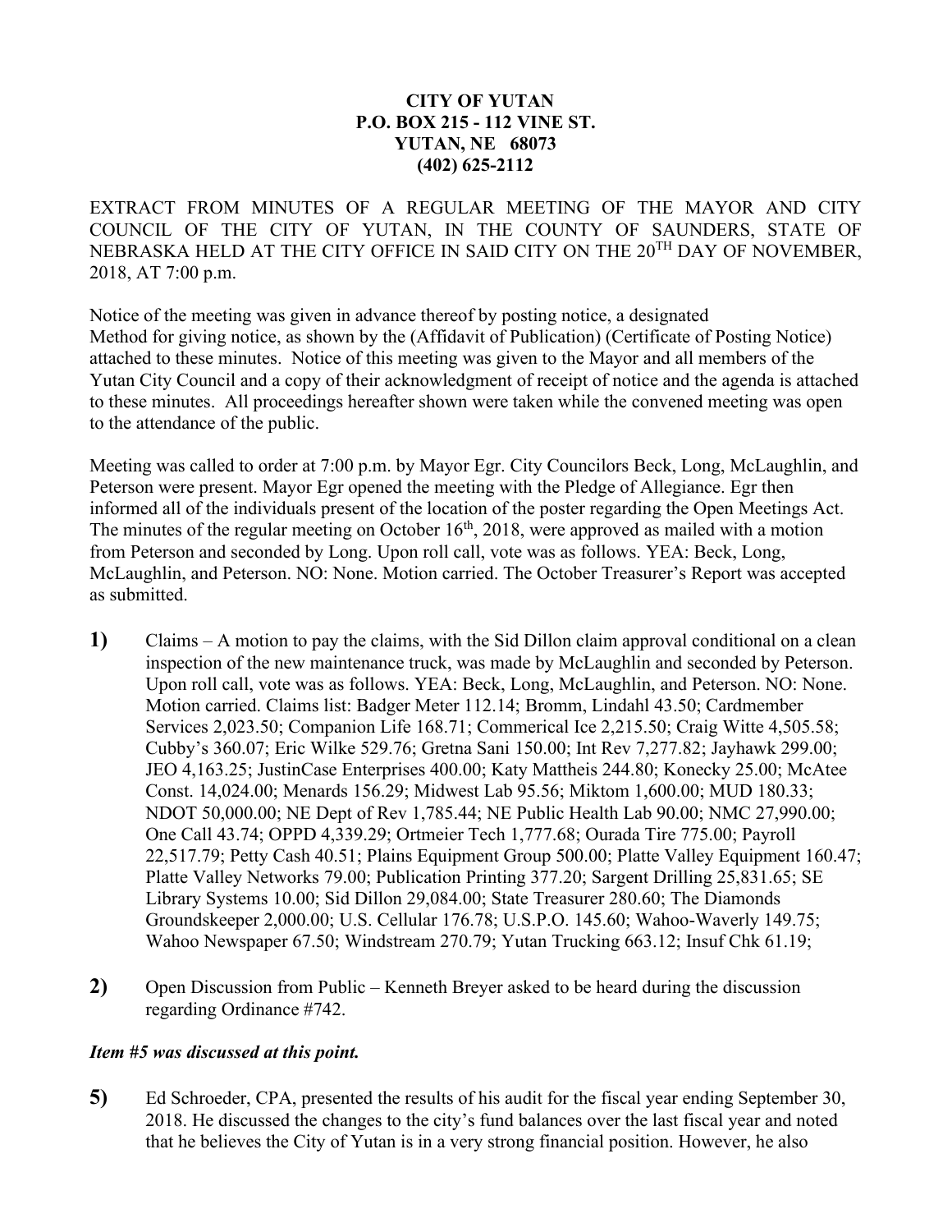**CITY OF YUTAN**
**P.O. BOX 215 - 112 VINE ST.**
**YUTAN, NE 68073**
**(402) 625-2112**

EXTRACT FROM MINUTES OF A REGULAR MEETING OF THE MAYOR AND CITY COUNCIL OF THE CITY OF YUTAN, IN THE COUNTY OF SAUNDERS, STATE OF NEBRASKA HELD AT THE CITY OFFICE IN SAID CITY ON THE 20TH DAY OF NOVEMBER, 2018, AT 7:00 p.m.

Notice of the meeting was given in advance thereof by posting notice, a designated Method for giving notice, as shown by the (Affidavit of Publication) (Certificate of Posting Notice) attached to these minutes. Notice of this meeting was given to the Mayor and all members of the Yutan City Council and a copy of their acknowledgment of receipt of notice and the agenda is attached to these minutes. All proceedings hereafter shown were taken while the convened meeting was open to the attendance of the public.

Meeting was called to order at 7:00 p.m. by Mayor Egr. City Councilors Beck, Long, McLaughlin, and Peterson were present. Mayor Egr opened the meeting with the Pledge of Allegiance. Egr then informed all of the individuals present of the location of the poster regarding the Open Meetings Act. The minutes of the regular meeting on October 16th, 2018, were approved as mailed with a motion from Peterson and seconded by Long. Upon roll call, vote was as follows. YEA: Beck, Long, McLaughlin, and Peterson. NO: None. Motion carried. The October Treasurer's Report was accepted as submitted.

**1)** Claims – A motion to pay the claims, with the Sid Dillon claim approval conditional on a clean inspection of the new maintenance truck, was made by McLaughlin and seconded by Peterson. Upon roll call, vote was as follows. YEA: Beck, Long, McLaughlin, and Peterson. NO: None. Motion carried. Claims list: Badger Meter 112.14; Bromm, Lindahl 43.50; Cardmember Services 2,023.50; Companion Life 168.71; Commerical Ice 2,215.50; Craig Witte 4,505.58; Cubby's 360.07; Eric Wilke 529.76; Gretna Sani 150.00; Int Rev 7,277.82; Jayhawk 299.00; JEO 4,163.25; JustinCase Enterprises 400.00; Katy Mattheis 244.80; Konecky 25.00; McAtee Const. 14,024.00; Menards 156.29; Midwest Lab 95.56; Miktom 1,600.00; MUD 180.33; NDOT 50,000.00; NE Dept of Rev 1,785.44; NE Public Health Lab 90.00; NMC 27,990.00; One Call 43.74; OPPD 4,339.29; Ortmeier Tech 1,777.68; Ourada Tire 775.00; Payroll 22,517.79; Petty Cash 40.51; Plains Equipment Group 500.00; Platte Valley Equipment 160.47; Platte Valley Networks 79.00; Publication Printing 377.20; Sargent Drilling 25,831.65; SE Library Systems 10.00; Sid Dillon 29,084.00; State Treasurer 280.60; The Diamonds Groundskeeper 2,000.00; U.S. Cellular 176.78; U.S.P.O. 145.60; Wahoo-Waverly 149.75; Wahoo Newspaper 67.50; Windstream 270.79; Yutan Trucking 663.12; Insuf Chk 61.19;

**2)** Open Discussion from Public – Kenneth Breyer asked to be heard during the discussion regarding Ordinance #742.

***Item #5 was discussed at this point.***

**5)** Ed Schroeder, CPA, presented the results of his audit for the fiscal year ending September 30, 2018. He discussed the changes to the city's fund balances over the last fiscal year and noted that he believes the City of Yutan is in a very strong financial position. However, he also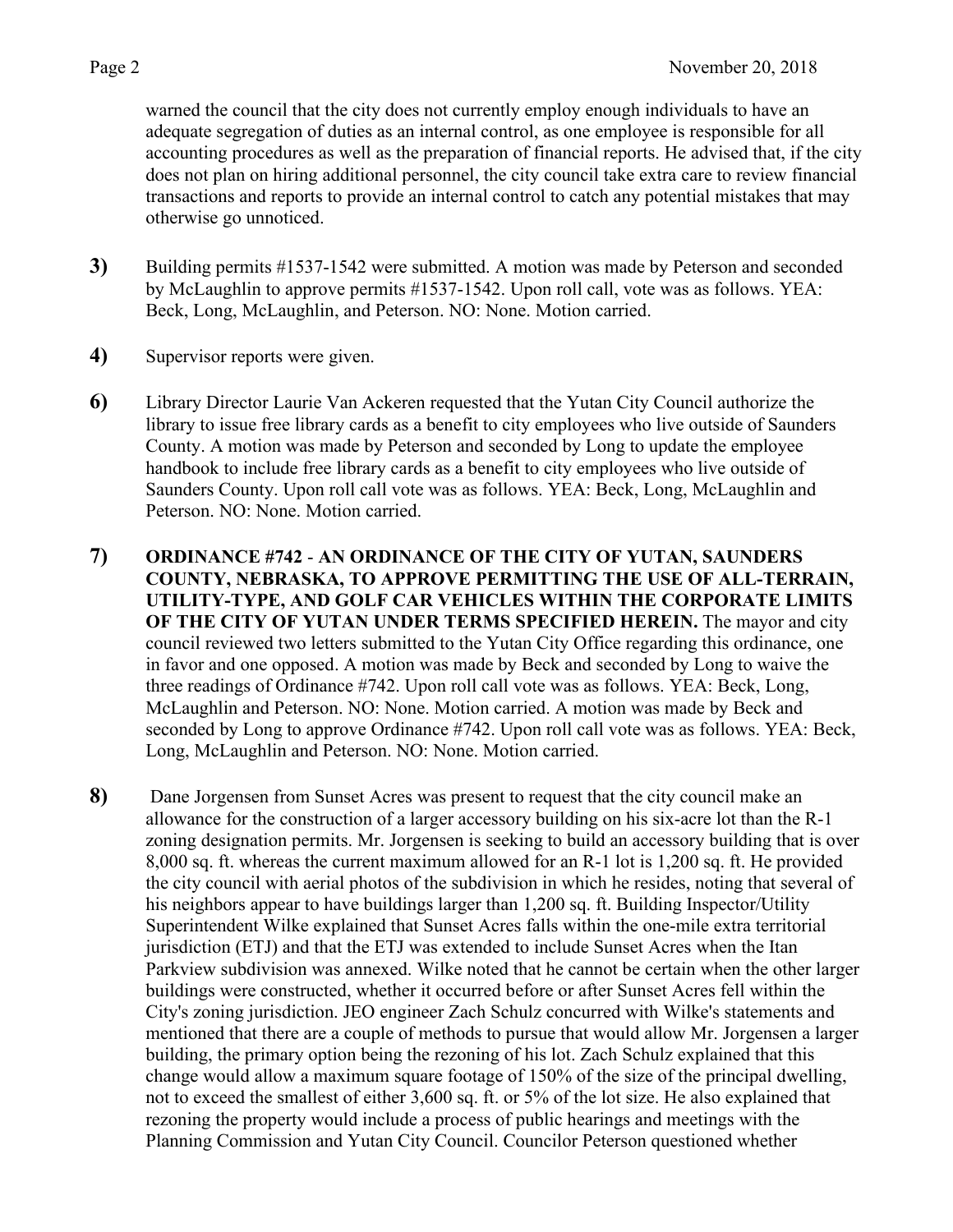warned the council that the city does not currently employ enough individuals to have an adequate segregation of duties as an internal control, as one employee is responsible for all accounting procedures as well as the preparation of financial reports. He advised that, if the city does not plan on hiring additional personnel, the city council take extra care to review financial transactions and reports to provide an internal control to catch any potential mistakes that may otherwise go unnoticed.

**3)** Building permits #1537-1542 were submitted. A motion was made by Peterson and seconded by McLaughlin to approve permits #1537-1542. Upon roll call, vote was as follows. YEA: Beck, Long, McLaughlin, and Peterson. NO: None. Motion carried.

**4)** Supervisor reports were given.

**6)** Library Director Laurie Van Ackeren requested that the Yutan City Council authorize the library to issue free library cards as a benefit to city employees who live outside of Saunders County. A motion was made by Peterson and seconded by Long to update the employee handbook to include free library cards as a benefit to city employees who live outside of Saunders County. Upon roll call vote was as follows. YEA: Beck, Long, McLaughlin and Peterson. NO: None. Motion carried.

**7)** **ORDINANCE #742 - AN ORDINANCE OF THE CITY OF YUTAN, SAUNDERS COUNTY, NEBRASKA, TO APPROVE PERMITTING THE USE OF ALL-TERRAIN, UTILITY-TYPE, AND GOLF CAR VEHICLES WITHIN THE CORPORATE LIMITS OF THE CITY OF YUTAN UNDER TERMS SPECIFIED HEREIN.** The mayor and city council reviewed two letters submitted to the Yutan City Office regarding this ordinance, one in favor and one opposed. A motion was made by Beck and seconded by Long to waive the three readings of Ordinance #742. Upon roll call vote was as follows. YEA: Beck, Long, McLaughlin and Peterson. NO: None. Motion carried. A motion was made by Beck and seconded by Long to approve Ordinance #742. Upon roll call vote was as follows. YEA: Beck, Long, McLaughlin and Peterson. NO: None. Motion carried.

**8)** Dane Jorgensen from Sunset Acres was present to request that the city council make an allowance for the construction of a larger accessory building on his six-acre lot than the R-1 zoning designation permits. Mr. Jorgensen is seeking to build an accessory building that is over 8,000 sq. ft. whereas the current maximum allowed for an R-1 lot is 1,200 sq. ft. He provided the city council with aerial photos of the subdivision in which he resides, noting that several of his neighbors appear to have buildings larger than 1,200 sq. ft. Building Inspector/Utility Superintendent Wilke explained that Sunset Acres falls within the one-mile extra territorial jurisdiction (ETJ) and that the ETJ was extended to include Sunset Acres when the Itan Parkview subdivision was annexed. Wilke noted that he cannot be certain when the other larger buildings were constructed, whether it occurred before or after Sunset Acres fell within the City's zoning jurisdiction. JEO engineer Zach Schulz concurred with Wilke's statements and mentioned that there are a couple of methods to pursue that would allow Mr. Jorgensen a larger building, the primary option being the rezoning of his lot. Zach Schulz explained that this change would allow a maximum square footage of 150% of the size of the principal dwelling, not to exceed the smallest of either 3,600 sq. ft. or 5% of the lot size. He also explained that rezoning the property would include a process of public hearings and meetings with the Planning Commission and Yutan City Council. Councilor Peterson questioned whether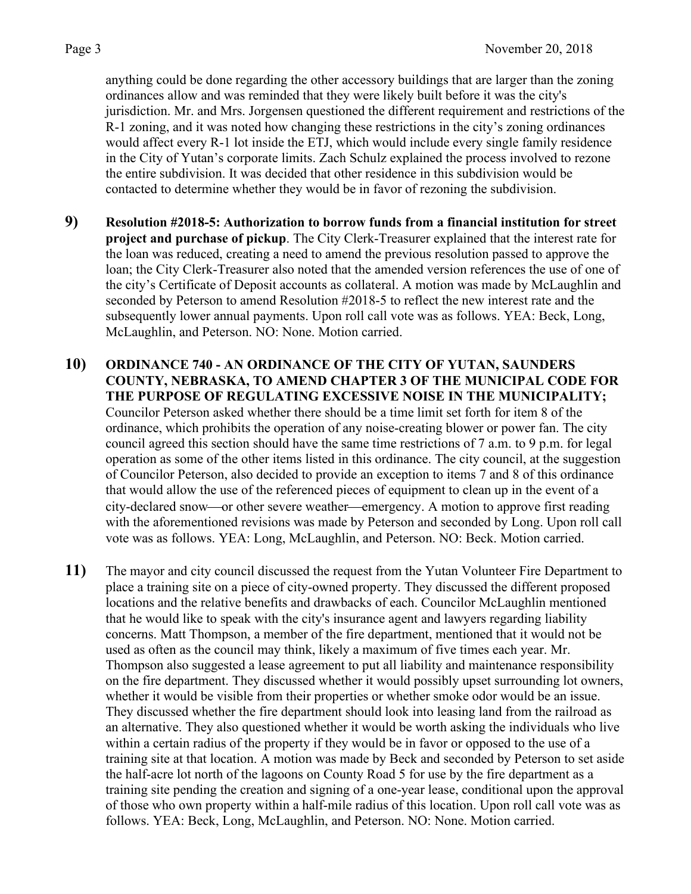anything could be done regarding the other accessory buildings that are larger than the zoning ordinances allow and was reminded that they were likely built before it was the city's jurisdiction. Mr. and Mrs. Jorgensen questioned the different requirement and restrictions of the R-1 zoning, and it was noted how changing these restrictions in the city's zoning ordinances would affect every R-1 lot inside the ETJ, which would include every single family residence in the City of Yutan's corporate limits. Zach Schulz explained the process involved to rezone the entire subdivision. It was decided that other residence in this subdivision would be contacted to determine whether they would be in favor of rezoning the subdivision.

**9)** **Resolution #2018-5: Authorization to borrow funds from a financial institution for street project and purchase of pickup**. The City Clerk-Treasurer explained that the interest rate for the loan was reduced, creating a need to amend the previous resolution passed to approve the loan; the City Clerk-Treasurer also noted that the amended version references the use of one of the city's Certificate of Deposit accounts as collateral. A motion was made by McLaughlin and seconded by Peterson to amend Resolution #2018-5 to reflect the new interest rate and the subsequently lower annual payments. Upon roll call vote was as follows. YEA: Beck, Long, McLaughlin, and Peterson. NO: None. Motion carried.

**10)** **ORDINANCE 740 - AN ORDINANCE OF THE CITY OF YUTAN, SAUNDERS COUNTY, NEBRASKA, TO AMEND CHAPTER 3 OF THE MUNICIPAL CODE FOR THE PURPOSE OF REGULATING EXCESSIVE NOISE IN THE MUNICIPALITY;** Councilor Peterson asked whether there should be a time limit set forth for item 8 of the ordinance, which prohibits the operation of any noise-creating blower or power fan. The city council agreed this section should have the same time restrictions of 7 a.m. to 9 p.m. for legal operation as some of the other items listed in this ordinance. The city council, at the suggestion of Councilor Peterson, also decided to provide an exception to items 7 and 8 of this ordinance that would allow the use of the referenced pieces of equipment to clean up in the event of a city-declared snow—or other severe weather—emergency. A motion to approve first reading with the aforementioned revisions was made by Peterson and seconded by Long. Upon roll call vote was as follows. YEA: Long, McLaughlin, and Peterson. NO: Beck. Motion carried.

**11)** The mayor and city council discussed the request from the Yutan Volunteer Fire Department to place a training site on a piece of city-owned property. They discussed the different proposed locations and the relative benefits and drawbacks of each. Councilor McLaughlin mentioned that he would like to speak with the city's insurance agent and lawyers regarding liability concerns. Matt Thompson, a member of the fire department, mentioned that it would not be used as often as the council may think, likely a maximum of five times each year. Mr. Thompson also suggested a lease agreement to put all liability and maintenance responsibility on the fire department. They discussed whether it would possibly upset surrounding lot owners, whether it would be visible from their properties or whether smoke odor would be an issue. They discussed whether the fire department should look into leasing land from the railroad as an alternative. They also questioned whether it would be worth asking the individuals who live within a certain radius of the property if they would be in favor or opposed to the use of a training site at that location. A motion was made by Beck and seconded by Peterson to set aside the half-acre lot north of the lagoons on County Road 5 for use by the fire department as a training site pending the creation and signing of a one-year lease, conditional upon the approval of those who own property within a half-mile radius of this location. Upon roll call vote was as follows. YEA: Beck, Long, McLaughlin, and Peterson. NO: None. Motion carried.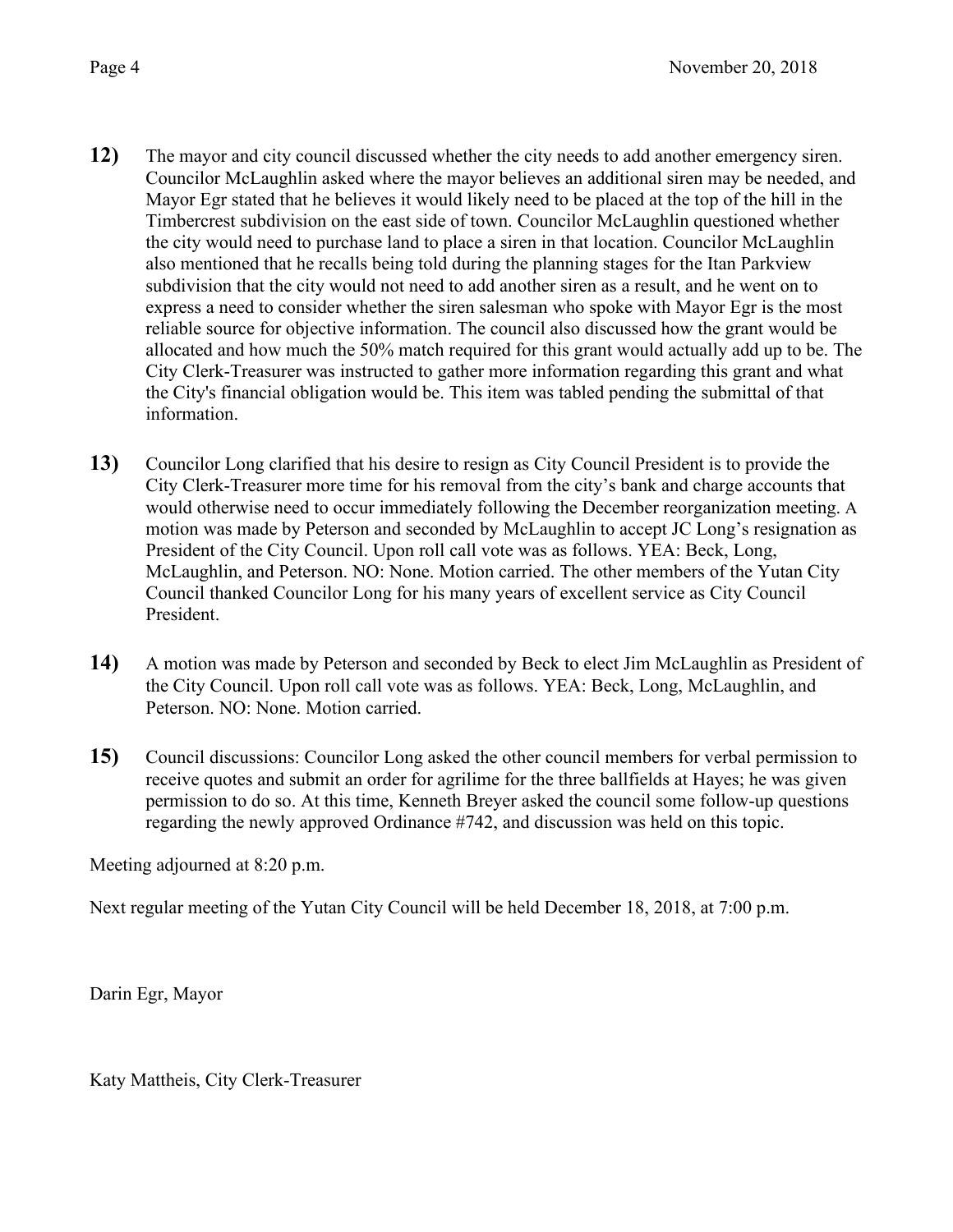**12)** The mayor and city council discussed whether the city needs to add another emergency siren. Councilor McLaughlin asked where the mayor believes an additional siren may be needed, and Mayor Egr stated that he believes it would likely need to be placed at the top of the hill in the Timbercrest subdivision on the east side of town. Councilor McLaughlin questioned whether the city would need to purchase land to place a siren in that location. Councilor McLaughlin also mentioned that he recalls being told during the planning stages for the Itan Parkview subdivision that the city would not need to add another siren as a result, and he went on to express a need to consider whether the siren salesman who spoke with Mayor Egr is the most reliable source for objective information. The council also discussed how the grant would be allocated and how much the 50% match required for this grant would actually add up to be. The City Clerk-Treasurer was instructed to gather more information regarding this grant and what the City's financial obligation would be. This item was tabled pending the submittal of that information.

**13)** Councilor Long clarified that his desire to resign as City Council President is to provide the City Clerk-Treasurer more time for his removal from the city's bank and charge accounts that would otherwise need to occur immediately following the December reorganization meeting. A motion was made by Peterson and seconded by McLaughlin to accept JC Long's resignation as President of the City Council. Upon roll call vote was as follows. YEA: Beck, Long, McLaughlin, and Peterson. NO: None. Motion carried. The other members of the Yutan City Council thanked Councilor Long for his many years of excellent service as City Council President.

**14)** A motion was made by Peterson and seconded by Beck to elect Jim McLaughlin as President of the City Council. Upon roll call vote was as follows. YEA: Beck, Long, McLaughlin, and Peterson. NO: None. Motion carried.

**15)** Council discussions: Councilor Long asked the other council members for verbal permission to receive quotes and submit an order for agrilime for the three ballfields at Hayes; he was given permission to do so. At this time, Kenneth Breyer asked the council some follow-up questions regarding the newly approved Ordinance #742, and discussion was held on this topic.

Meeting adjourned at 8:20 p.m.

Next regular meeting of the Yutan City Council will be held December 18, 2018, at 7:00 p.m.

Darin Egr, Mayor

Katy Mattheis, City Clerk-Treasurer